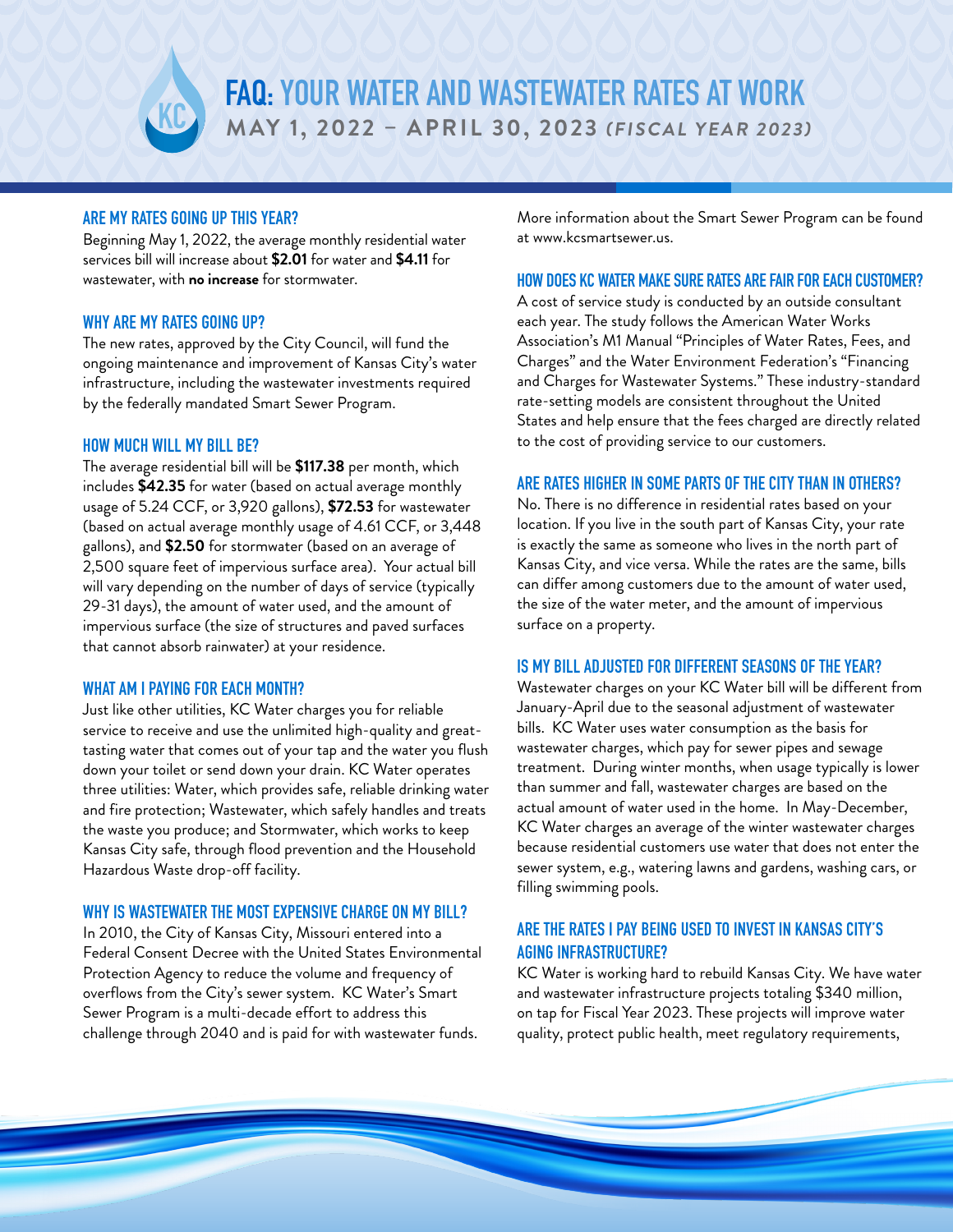# FAQ: YOUR WATER AND WASTEWATER RATES AT WORK

**MAY 1, 2022 – APRIL 30, 2023** ***(FISCAL YEAR 2023)***

## ARE MY RATES GOING UP THIS YEAR?

Beginning May 1, 2022, the average monthly residential water services bill will increase about **$2.01** for water and **$4.11** for wastewater, with **no increase** for stormwater.

## WHY ARE MY RATES GOING UP?

The new rates, approved by the City Council, will fund the ongoing maintenance and improvement of Kansas City's water infrastructure, including the wastewater investments required by the federally mandated Smart Sewer Program.

## HOW MUCH WILL MY BILL BE?

The average residential bill will be **$117.38** per month, which includes **$42.35** for water (based on actual average monthly usage of 5.24 CCF, or 3,920 gallons), **$72.53** for wastewater (based on actual average monthly usage of 4.61 CCF, or 3,448 gallons), and **$2.50** for stormwater (based on an average of 2,500 square feet of impervious surface area). Your actual bill will vary depending on the number of days of service (typically 29-31 days), the amount of water used, and the amount of impervious surface (the size of structures and paved surfaces that cannot absorb rainwater) at your residence.

## WHAT AM I PAYING FOR EACH MONTH?

Just like other utilities, KC Water charges you for reliable service to receive and use the unlimited high-quality and great-tasting water that comes out of your tap and the water you flush down your toilet or send down your drain. KC Water operates three utilities: Water, which provides safe, reliable drinking water and fire protection; Wastewater, which safely handles and treats the waste you produce; and Stormwater, which works to keep Kansas City safe, through flood prevention and the Household Hazardous Waste drop-off facility.

## WHY IS WASTEWATER THE MOST EXPENSIVE CHARGE ON MY BILL?

In 2010, the City of Kansas City, Missouri entered into a Federal Consent Decree with the United States Environmental Protection Agency to reduce the volume and frequency of overflows from the City's sewer system. KC Water's Smart Sewer Program is a multi-decade effort to address this challenge through 2040 and is paid for with wastewater funds.

More information about the Smart Sewer Program can be found at www.kcsmartsewer.us.

## HOW DOES KC WATER MAKE SURE RATES ARE FAIR FOR EACH CUSTOMER?

A cost of service study is conducted by an outside consultant each year. The study follows the American Water Works Association's M1 Manual "Principles of Water Rates, Fees, and Charges" and the Water Environment Federation's "Financing and Charges for Wastewater Systems." These industry-standard rate-setting models are consistent throughout the United States and help ensure that the fees charged are directly related to the cost of providing service to our customers.

## ARE RATES HIGHER IN SOME PARTS OF THE CITY THAN IN OTHERS?

No. There is no difference in residential rates based on your location. If you live in the south part of Kansas City, your rate is exactly the same as someone who lives in the north part of Kansas City, and vice versa. While the rates are the same, bills can differ among customers due to the amount of water used, the size of the water meter, and the amount of impervious surface on a property.

## IS MY BILL ADJUSTED FOR DIFFERENT SEASONS OF THE YEAR?

Wastewater charges on your KC Water bill will be different from January-April due to the seasonal adjustment of wastewater bills. KC Water uses water consumption as the basis for wastewater charges, which pay for sewer pipes and sewage treatment. During winter months, when usage typically is lower than summer and fall, wastewater charges are based on the actual amount of water used in the home. In May-December, KC Water charges an average of the winter wastewater charges because residential customers use water that does not enter the sewer system, e.g., watering lawns and gardens, washing cars, or filling swimming pools.

## ARE THE RATES I PAY BEING USED TO INVEST IN KANSAS CITY'S AGING INFRASTRUCTURE?

KC Water is working hard to rebuild Kansas City. We have water and wastewater infrastructure projects totaling $340 million, on tap for Fiscal Year 2023. These projects will improve water quality, protect public health, meet regulatory requirements,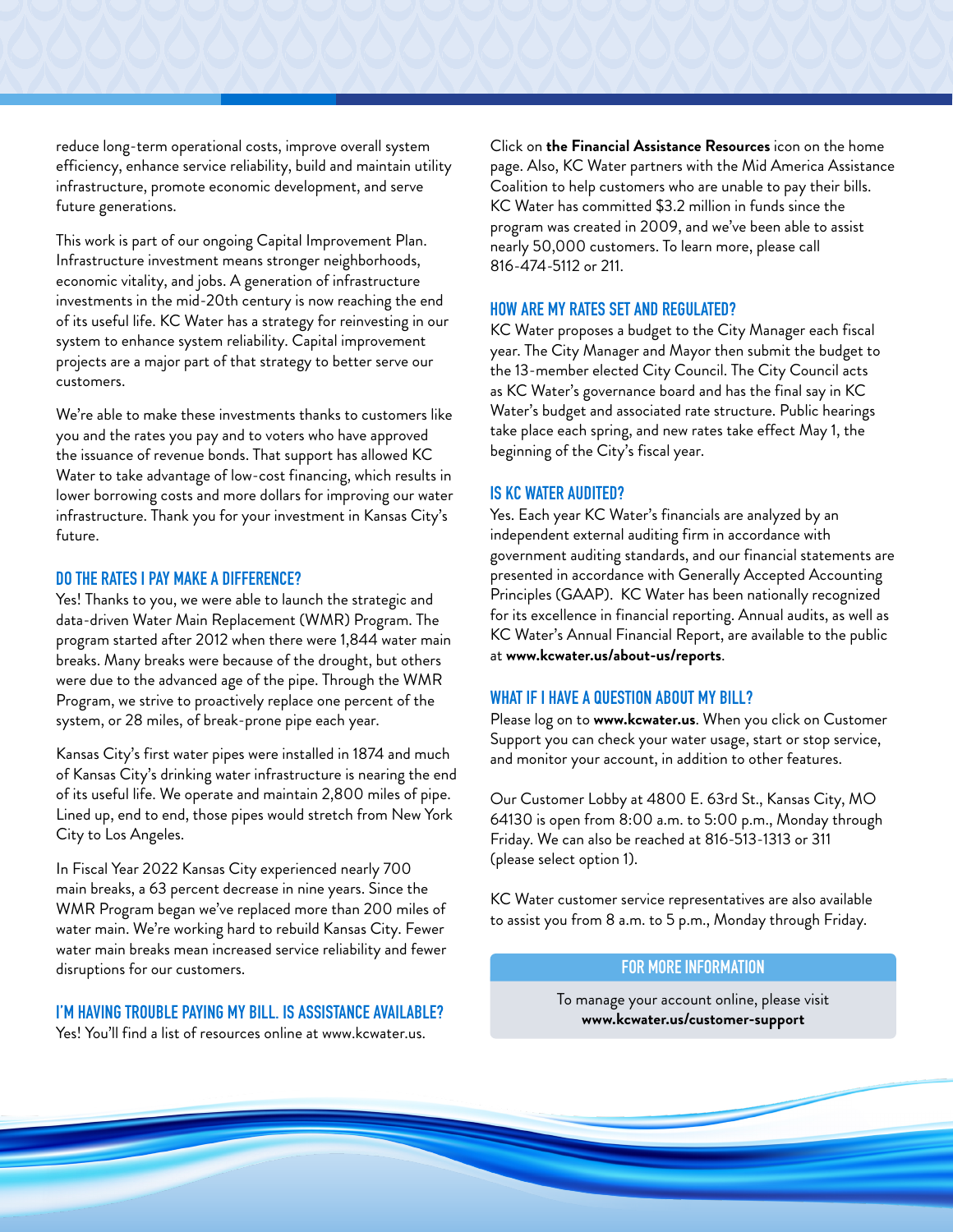reduce long-term operational costs, improve overall system efficiency, enhance service reliability, build and maintain utility infrastructure, promote economic development, and serve future generations.

This work is part of our ongoing Capital Improvement Plan. Infrastructure investment means stronger neighborhoods, economic vitality, and jobs. A generation of infrastructure investments in the mid-20th century is now reaching the end of its useful life. KC Water has a strategy for reinvesting in our system to enhance system reliability. Capital improvement projects are a major part of that strategy to better serve our customers.

We're able to make these investments thanks to customers like you and the rates you pay and to voters who have approved the issuance of revenue bonds. That support has allowed KC Water to take advantage of low-cost financing, which results in lower borrowing costs and more dollars for improving our water infrastructure. Thank you for your investment in Kansas City's future.

## DO THE RATES I PAY MAKE A DIFFERENCE?

Yes! Thanks to you, we were able to launch the strategic and data-driven Water Main Replacement (WMR) Program. The program started after 2012 when there were 1,844 water main breaks. Many breaks were because of the drought, but others were due to the advanced age of the pipe. Through the WMR Program, we strive to proactively replace one percent of the system, or 28 miles, of break-prone pipe each year.

Kansas City's first water pipes were installed in 1874 and much of Kansas City's drinking water infrastructure is nearing the end of its useful life. We operate and maintain 2,800 miles of pipe. Lined up, end to end, those pipes would stretch from New York City to Los Angeles.

In Fiscal Year 2022 Kansas City experienced nearly 700 main breaks, a 63 percent decrease in nine years. Since the WMR Program began we've replaced more than 200 miles of water main. We're working hard to rebuild Kansas City. Fewer water main breaks mean increased service reliability and fewer disruptions for our customers.

## I'M HAVING TROUBLE PAYING MY BILL. IS ASSISTANCE AVAILABLE?

Yes! You'll find a list of resources online at www.kcwater.us. Click on **the Financial Assistance Resources** icon on the home page. Also, KC Water partners with the Mid America Assistance Coalition to help customers who are unable to pay their bills. KC Water has committed $3.2 million in funds since the program was created in 2009, and we've been able to assist nearly 50,000 customers. To learn more, please call 816-474-5112 or 211.

## HOW ARE MY RATES SET AND REGULATED?

KC Water proposes a budget to the City Manager each fiscal year. The City Manager and Mayor then submit the budget to the 13-member elected City Council. The City Council acts as KC Water's governance board and has the final say in KC Water's budget and associated rate structure. Public hearings take place each spring, and new rates take effect May 1, the beginning of the City's fiscal year.

## IS KC WATER AUDITED?

Yes. Each year KC Water's financials are analyzed by an independent external auditing firm in accordance with government auditing standards, and our financial statements are presented in accordance with Generally Accepted Accounting Principles (GAAP). KC Water has been nationally recognized for its excellence in financial reporting. Annual audits, as well as KC Water's Annual Financial Report, are available to the public at **www.kcwater.us/about-us/reports**.

## WHAT IF I HAVE A QUESTION ABOUT MY BILL?

Please log on to **www.kcwater.us**. When you click on Customer Support you can check your water usage, start or stop service, and monitor your account, in addition to other features.

Our Customer Lobby at 4800 E. 63rd St., Kansas City, MO 64130 is open from 8:00 a.m. to 5:00 p.m., Monday through Friday. We can also be reached at 816-513-1313 or 311 (please select option 1).

KC Water customer service representatives are also available to assist you from 8 a.m. to 5 p.m., Monday through Friday.

## FOR MORE INFORMATION

To manage your account online, please visit
**www.kcwater.us/customer-support**